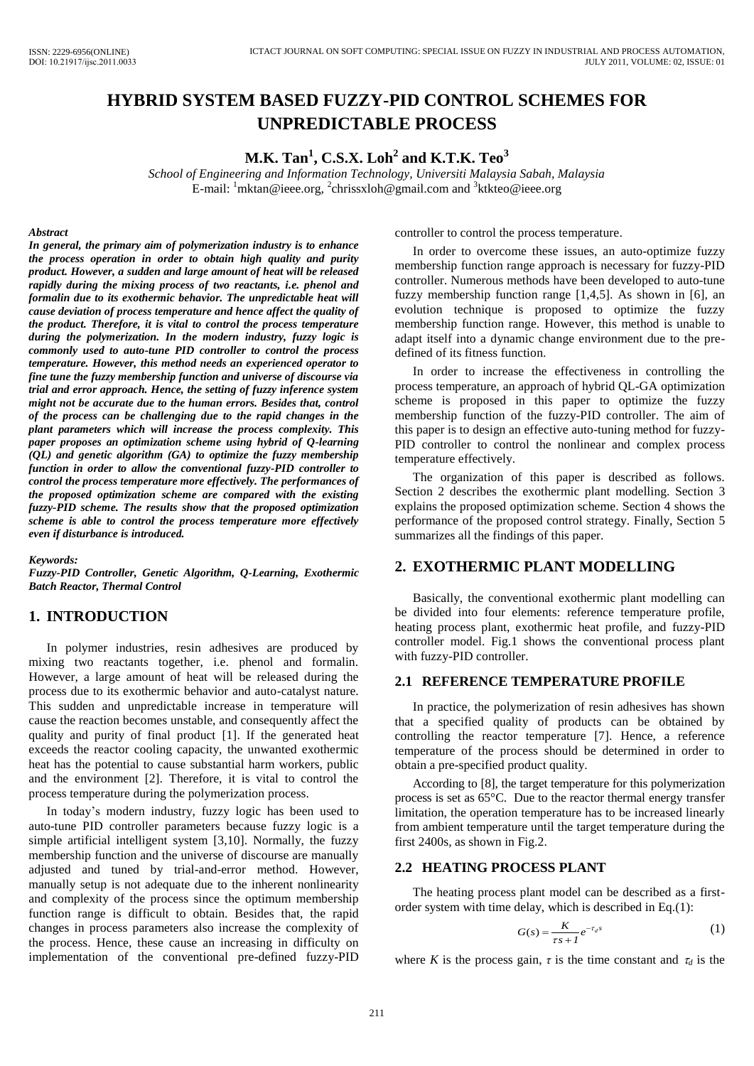# HYBRID SYSTEM BASED FUZZY-PID CONTROL SCHEMES FOR UNPREDICTABLE PROCESS

**M.K. Tan[1], C.S.X. Loh[2] and K.T.K. Teo[3]**

*School of Engineering and Information Technology, Universiti Malaysia Sabah, Malaysia*
E-mail: [1]mktan@ieee.org, [2]chrissxloh@gmail.com and [3]ktkteo@ieee.org

***Abstract***

***In general, the primary aim of polymerization industry is to enhance the process operation in order to obtain high quality and purity product. However, a sudden and large amount of heat will be released rapidly during the mixing process of two reactants, i.e. phenol and formalin due to its exothermic behavior. The unpredictable heat will cause deviation of process temperature and hence affect the quality of the product. Therefore, it is vital to control the process temperature during the polymerization. In the modern industry, fuzzy logic is commonly used to auto-tune PID controller to control the process temperature. However, this method needs an experienced operator to fine tune the fuzzy membership function and universe of discourse via trial and error approach. Hence, the setting of fuzzy inference system might not be accurate due to the human errors. Besides that, control of the process can be challenging due to the rapid changes in the plant parameters which will increase the process complexity. This paper proposes an optimization scheme using hybrid of Q-learning (QL) and genetic algorithm (GA) to optimize the fuzzy membership function in order to allow the conventional fuzzy-PID controller to control the process temperature more effectively. The performances of the proposed optimization scheme are compared with the existing fuzzy-PID scheme. The results show that the proposed optimization scheme is able to control the process temperature more effectively even if disturbance is introduced.***

***Keywords:***

***Fuzzy-PID Controller, Genetic Algorithm, Q-Learning, Exothermic Batch Reactor, Thermal Control***

## 1. INTRODUCTION

In polymer industries, resin adhesives are produced by mixing two reactants together, i.e. phenol and formalin. However, a large amount of heat will be released during the process due to its exothermic behavior and auto-catalyst nature. This sudden and unpredictable increase in temperature will cause the reaction becomes unstable, and consequently affect the quality and purity of final product [1]. If the generated heat exceeds the reactor cooling capacity, the unwanted exothermic heat has the potential to cause substantial harm workers, public and the environment [2]. Therefore, it is vital to control the process temperature during the polymerization process.

In today's modern industry, fuzzy logic has been used to auto-tune PID controller parameters because fuzzy logic is a simple artificial intelligent system [3,10]. Normally, the fuzzy membership function and the universe of discourse are manually adjusted and tuned by trial-and-error method. However, manually setup is not adequate due to the inherent nonlinearity and complexity of the process since the optimum membership function range is difficult to obtain. Besides that, the rapid changes in process parameters also increase the complexity of the process. Hence, these cause an increasing in difficulty on implementation of the conventional pre-defined fuzzy-PID controller to control the process temperature.

In order to overcome these issues, an auto-optimize fuzzy membership function range approach is necessary for fuzzy-PID controller. Numerous methods have been developed to auto-tune fuzzy membership function range [1,4,5]. As shown in [6], an evolution technique is proposed to optimize the fuzzy membership function range. However, this method is unable to adapt itself into a dynamic change environment due to the pre-defined of its fitness function.

In order to increase the effectiveness in controlling the process temperature, an approach of hybrid QL-GA optimization scheme is proposed in this paper to optimize the fuzzy membership function of the fuzzy-PID controller. The aim of this paper is to design an effective auto-tuning method for fuzzy-PID controller to control the nonlinear and complex process temperature effectively.

The organization of this paper is described as follows. Section 2 describes the exothermic plant modelling. Section 3 explains the proposed optimization scheme. Section 4 shows the performance of the proposed control strategy. Finally, Section 5 summarizes all the findings of this paper.

## 2. EXOTHERMIC PLANT MODELLING

Basically, the conventional exothermic plant modelling can be divided into four elements: reference temperature profile, heating process plant, exothermic heat profile, and fuzzy-PID controller model. Fig.1 shows the conventional process plant with fuzzy-PID controller.

### 2.1 REFERENCE TEMPERATURE PROFILE

In practice, the polymerization of resin adhesives has shown that a specified quality of products can be obtained by controlling the reactor temperature [7]. Hence, a reference temperature of the process should be determined in order to obtain a pre-specified product quality.

According to [8], the target temperature for this polymerization process is set as 65°C. Due to the reactor thermal energy transfer limitation, the operation temperature has to be increased linearly from ambient temperature until the target temperature during the first 2400s, as shown in Fig.2.

### 2.2 HEATING PROCESS PLANT

The heating process plant model can be described as a first-order system with time delay, which is described in Eq.(1):

$$G(s) = \frac{K}{\tau s + 1} e^{-\tau_d s} \tag{1}$$

where $K$ is the process gain, $\tau$ is the time constant and $\tau_d$ is the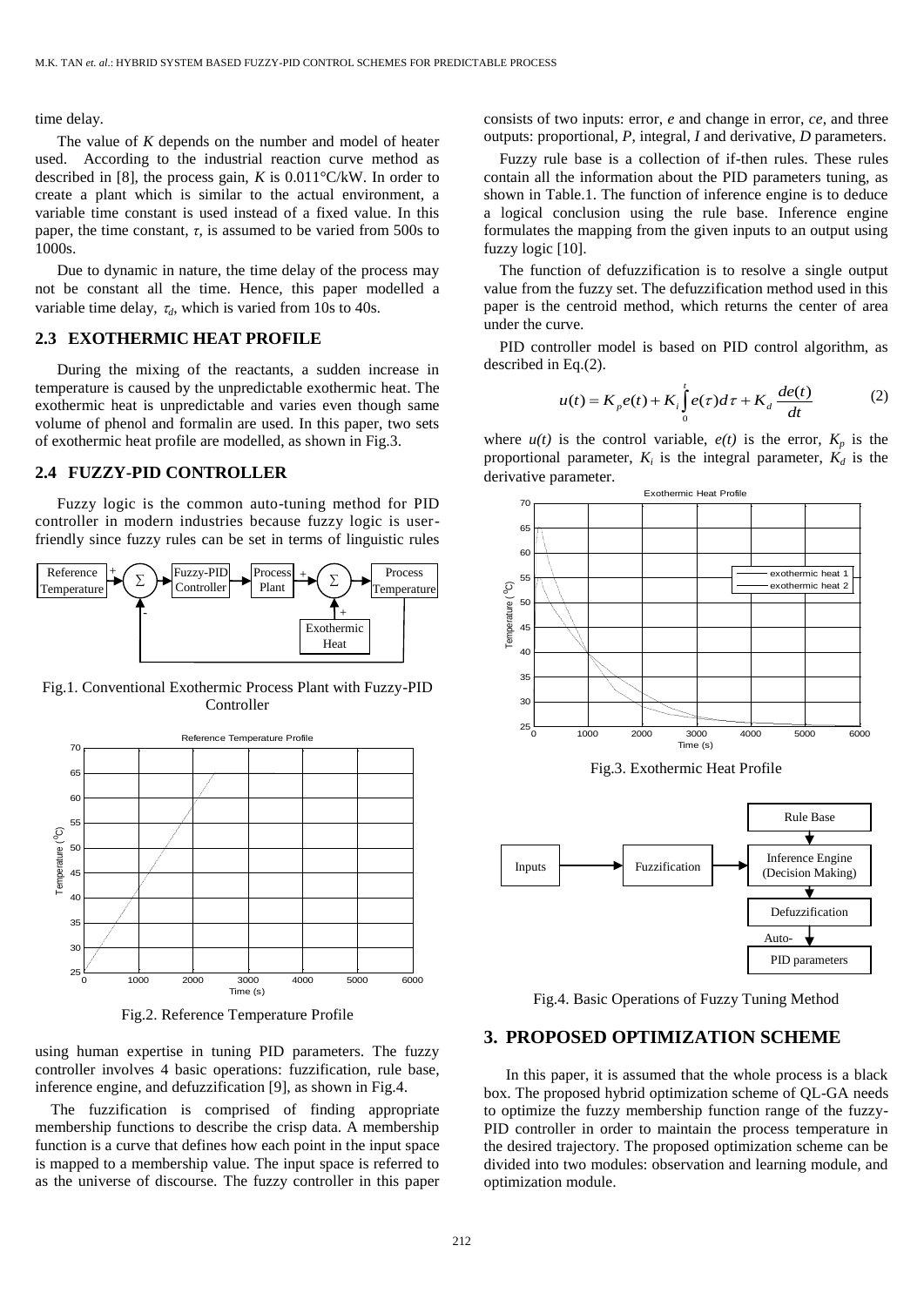time delay.

The value of $K$ depends on the number and model of heater used. According to the industrial reaction curve method as described in [8], the process gain, $K$ is 0.011°C/kW. In order to create a plant which is similar to the actual environment, a variable time constant is used instead of a fixed value. In this paper, the time constant, $\tau$, is assumed to be varied from 500s to 1000s.

Due to dynamic in nature, the time delay of the process may not be constant all the time. Hence, this paper modelled a variable time delay, $\tau_d$, which is varied from 10s to 40s.

### 2.3 EXOTHERMIC HEAT PROFILE

During the mixing of the reactants, a sudden increase in temperature is caused by the unpredictable exothermic heat. The exothermic heat is unpredictable and varies even though same volume of phenol and formalin are used. In this paper, two sets of exothermic heat profile are modelled, as shown in Fig.3.

### 2.4 FUZZY-PID CONTROLLER

Fuzzy logic is the common auto-tuning method for PID controller in modern industries because fuzzy logic is user-friendly since fuzzy rules can be set in terms of linguistic rules using human expertise in tuning PID parameters. The fuzzy controller involves 4 basic operations: fuzzification, rule base, inference engine, and defuzzification [9], as shown in Fig.4.

Fig.1. Conventional Exothermic Process Plant with Fuzzy-PID Controller

Fig.2. Reference Temperature Profile

The fuzzification is comprised of finding appropriate membership functions to describe the crisp data. A membership function is a curve that defines how each point in the input space is mapped to a membership value. The input space is referred to as the universe of discourse. The fuzzy controller in this paper consists of two inputs: error, $e$ and change in error, $ce$, and three outputs: proportional, $P$, integral, $I$ and derivative, $D$ parameters.

Fuzzy rule base is a collection of if-then rules. These rules contain all the information about the PID parameters tuning, as shown in Table.1. The function of inference engine is to deduce a logical conclusion using the rule base. Inference engine formulates the mapping from the given inputs to an output using fuzzy logic [10].

The function of defuzzification is to resolve a single output value from the fuzzy set. The defuzzification method used in this paper is the centroid method, which returns the center of area under the curve.

PID controller model is based on PID control algorithm, as described in Eq.(2).

$$u(t) = K_p e(t) + K_i \int_0^t e(\tau)d\tau + K_d \frac{de(t)}{dt} \tag{2}$$

where $u(t)$ is the control variable, $e(t)$ is the error, $K_p$ is the proportional parameter, $K_i$ is the integral parameter, $K_d$ is the derivative parameter.

Fig.3. Exothermic Heat Profile

Fig.4. Basic Operations of Fuzzy Tuning Method

## 3. PROPOSED OPTIMIZATION SCHEME

In this paper, it is assumed that the whole process is a black box. The proposed hybrid optimization scheme of QL-GA needs to optimize the fuzzy membership function range of the fuzzy-PID controller in order to maintain the process temperature in the desired trajectory. The proposed optimization scheme can be divided into two modules: observation and learning module, and optimization module.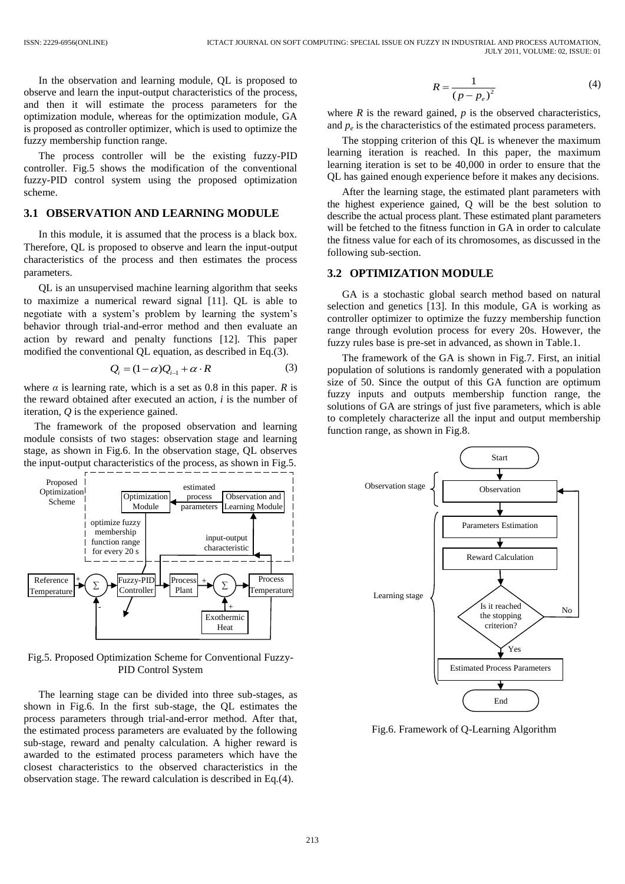In the observation and learning module, QL is proposed to observe and learn the input-output characteristics of the process, and then it will estimate the process parameters for the optimization module, whereas for the optimization module, GA is proposed as controller optimizer, which is used to optimize the fuzzy membership function range.

The process controller will be the existing fuzzy-PID controller. Fig.5 shows the modification of the conventional fuzzy-PID control system using the proposed optimization scheme.

## 3.1 OBSERVATION AND LEARNING MODULE

In this module, it is assumed that the process is a black box. Therefore, QL is proposed to observe and learn the input-output characteristics of the process and then estimates the process parameters.

QL is an unsupervised machine learning algorithm that seeks to maximize a numerical reward signal [11]. QL is able to negotiate with a system's problem by learning the system's behavior through trial-and-error method and then evaluate an action by reward and penalty functions [12]. This paper modified the conventional QL equation, as described in Eq.(3).

$$Q_i = (1-\alpha)Q_{i-1} + \alpha \cdot R \tag{3}$$

where $\alpha$ is learning rate, which is a set as 0.8 in this paper. $R$ is the reward obtained after executed an action, $i$ is the number of iteration, $Q$ is the experience gained.

The framework of the proposed observation and learning module consists of two stages: observation stage and learning stage, as shown in Fig.6. In the observation stage, QL observes the input-output characteristics of the process, as shown in Fig.5.

Fig.5. Proposed Optimization Scheme for Conventional Fuzzy-PID Control System

The learning stage can be divided into three sub-stages, as shown in Fig.6. In the first sub-stage, the QL estimates the process parameters through trial-and-error method. After that, the estimated process parameters are evaluated by the following sub-stage, reward and penalty calculation. A higher reward is awarded to the estimated process parameters which have the closest characteristics to the observed characteristics in the observation stage. The reward calculation is described in Eq.(4).

$$R = \frac{1}{(p - p_e)^2} \tag{4}$$

where $R$ is the reward gained, $p$ is the observed characteristics, and $p_e$ is the characteristics of the estimated process parameters.

The stopping criterion of this QL is whenever the maximum learning iteration is reached. In this paper, the maximum learning iteration is set to be 40,000 in order to ensure that the QL has gained enough experience before it makes any decisions.

After the learning stage, the estimated plant parameters with the highest experience gained, Q will be the best solution to describe the actual process plant. These estimated plant parameters will be fetched to the fitness function in GA in order to calculate the fitness value for each of its chromosomes, as discussed in the following sub-section.

## 3.2 OPTIMIZATION MODULE

GA is a stochastic global search method based on natural selection and genetics [13]. In this module, GA is working as controller optimizer to optimize the fuzzy membership function range through evolution process for every 20s. However, the fuzzy rules base is pre-set in advanced, as shown in Table.1.

The framework of the GA is shown in Fig.7. First, an initial population of solutions is randomly generated with a population size of 50. Since the output of this GA function are optimum fuzzy inputs and outputs membership function range, the solutions of GA are strings of just five parameters, which is able to completely characterize all the input and output membership function range, as shown in Fig.8.

Fig.6. Framework of Q-Learning Algorithm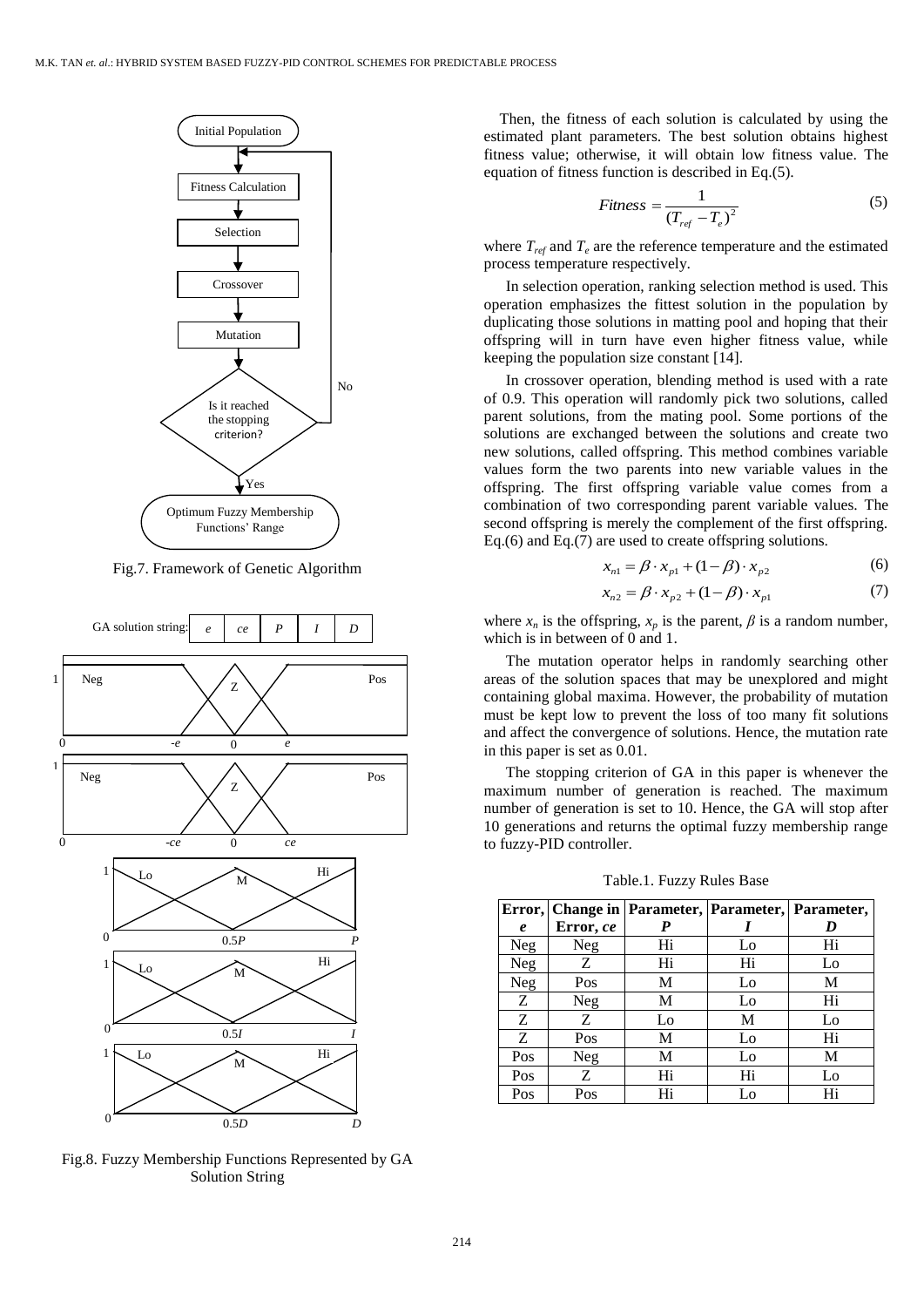Fig.7. Framework of Genetic Algorithm

Fig.8. Fuzzy Membership Functions Represented by GA Solution String

Then, the fitness of each solution is calculated by using the estimated plant parameters. The best solution obtains highest fitness value; otherwise, it will obtain low fitness value. The equation of fitness function is described in Eq.(5).

$$Fitness = \frac{1}{(T_{ref} - T_e)^2} \tag{5}$$

where $T_{ref}$ and $T_e$ are the reference temperature and the estimated process temperature respectively.

In selection operation, ranking selection method is used. This operation emphasizes the fittest solution in the population by duplicating those solutions in matting pool and hoping that their offspring will in turn have even higher fitness value, while keeping the population size constant [14].

In crossover operation, blending method is used with a rate of 0.9. This operation will randomly pick two solutions, called parent solutions, from the mating pool. Some portions of the solutions are exchanged between the solutions and create two new solutions, called offspring. This method combines variable values form the two parents into new variable values in the offspring. The first offspring variable value comes from a combination of two corresponding parent variable values. The second offspring is merely the complement of the first offspring. Eq.(6) and Eq.(7) are used to create offspring solutions.

$$x_{n1} = \beta \cdot x_{p1} + (1 - \beta) \cdot x_{p2} \tag{6}$$

$$x_{n2} = \beta \cdot x_{p2} + (1 - \beta) \cdot x_{p1} \tag{7}$$

where $x_n$ is the offspring, $x_p$ is the parent, $\beta$ is a random number, which is in between of 0 and 1.

The mutation operator helps in randomly searching other areas of the solution spaces that may be unexplored and might containing global maxima. However, the probability of mutation must be kept low to prevent the loss of too many fit solutions and affect the convergence of solutions. Hence, the mutation rate in this paper is set as 0.01.

The stopping criterion of GA in this paper is whenever the maximum number of generation is reached. The maximum number of generation is set to 10. Hence, the GA will stop after 10 generations and returns the optimal fuzzy membership range to fuzzy-PID controller.

Table.1. Fuzzy Rules Base

| **Error, *e*** | **Change in Error, *ce*** | **Parameter, *P*** | **Parameter, *I*** | **Parameter, *D*** |
|---|---|---|---|---|
| Neg | Neg | Hi | Lo | Hi |
| Neg | Z | Hi | Hi | Lo |
| Neg | Pos | M | Lo | M |
| Z | Neg | M | Lo | Hi |
| Z | Z | Lo | M | Lo |
| Z | Pos | M | Lo | Hi |
| Pos | Neg | M | Lo | M |
| Pos | Z | Hi | Hi | Lo |
| Pos | Pos | Hi | Lo | Hi |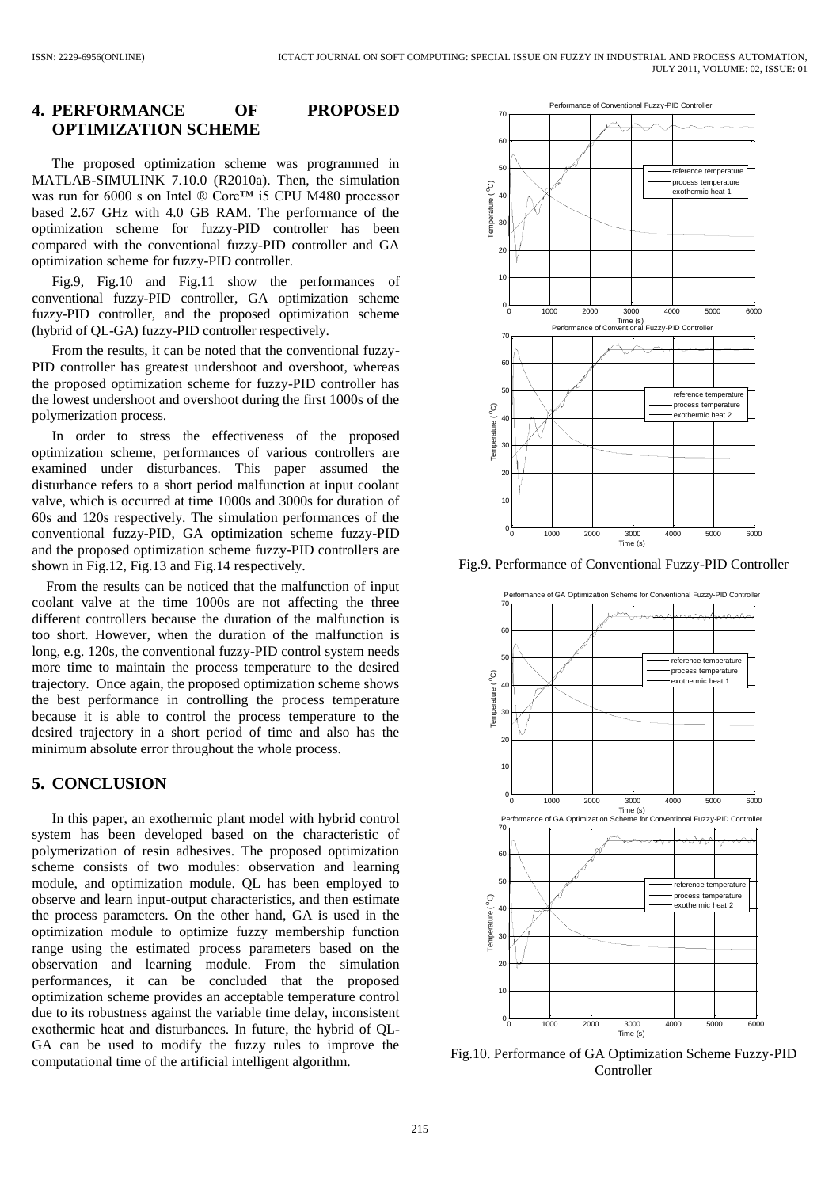## 4. PERFORMANCE OF PROPOSED OPTIMIZATION SCHEME

The proposed optimization scheme was programmed in MATLAB-SIMULINK 7.10.0 (R2010a). Then, the simulation was run for 6000 s on Intel ® Core™ i5 CPU M480 processor based 2.67 GHz with 4.0 GB RAM. The performance of the optimization scheme for fuzzy-PID controller has been compared with the conventional fuzzy-PID controller and GA optimization scheme for fuzzy-PID controller.

Fig.9, Fig.10 and Fig.11 show the performances of conventional fuzzy-PID controller, GA optimization scheme fuzzy-PID controller, and the proposed optimization scheme (hybrid of QL-GA) fuzzy-PID controller respectively.

From the results, it can be noted that the conventional fuzzy-PID controller has greatest undershoot and overshoot, whereas the proposed optimization scheme for fuzzy-PID controller has the lowest undershoot and overshoot during the first 1000s of the polymerization process.

In order to stress the effectiveness of the proposed optimization scheme, performances of various controllers are examined under disturbances. This paper assumed the disturbance refers to a short period malfunction at input coolant valve, which is occurred at time 1000s and 3000s for duration of 60s and 120s respectively. The simulation performances of the conventional fuzzy-PID, GA optimization scheme fuzzy-PID and the proposed optimization scheme fuzzy-PID controllers are shown in Fig.12, Fig.13 and Fig.14 respectively.

From the results can be noticed that the malfunction of input coolant valve at the time 1000s are not affecting the three different controllers because the duration of the malfunction is too short. However, when the duration of the malfunction is long, e.g. 120s, the conventional fuzzy-PID control system needs more time to maintain the process temperature to the desired trajectory. Once again, the proposed optimization scheme shows the best performance in controlling the process temperature because it is able to control the process temperature to the desired trajectory in a short period of time and also has the minimum absolute error throughout the whole process.

## 5. CONCLUSION

In this paper, an exothermic plant model with hybrid control system has been developed based on the characteristic of polymerization of resin adhesives. The proposed optimization scheme consists of two modules: observation and learning module, and optimization module. QL has been employed to observe and learn input-output characteristics, and then estimate the process parameters. On the other hand, GA is used in the optimization module to optimize fuzzy membership function range using the estimated process parameters based on the observation and learning module. From the simulation performances, it can be concluded that the proposed optimization scheme provides an acceptable temperature control due to its robustness against the variable time delay, inconsistent exothermic heat and disturbances. In future, the hybrid of QL-GA can be used to modify the fuzzy rules to improve the computational time of the artificial intelligent algorithm.

Fig.9. Performance of Conventional Fuzzy-PID Controller

Fig.10. Performance of GA Optimization Scheme Fuzzy-PID Controller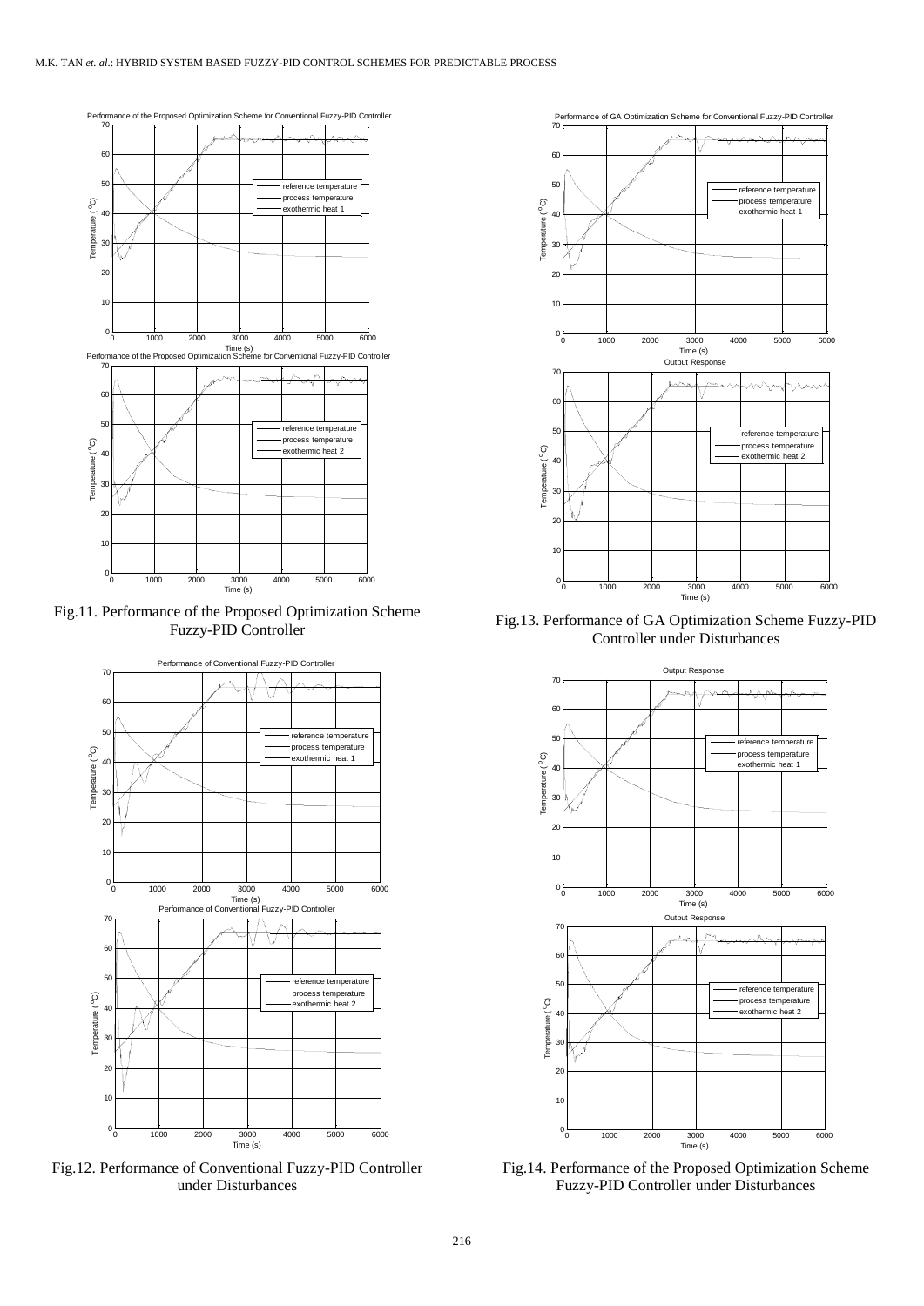Fig.11. Performance of the Proposed Optimization Scheme Fuzzy-PID Controller

Fig.12. Performance of Conventional Fuzzy-PID Controller under Disturbances

Fig.13. Performance of GA Optimization Scheme Fuzzy-PID Controller under Disturbances

Fig.14. Performance of the Proposed Optimization Scheme Fuzzy-PID Controller under Disturbances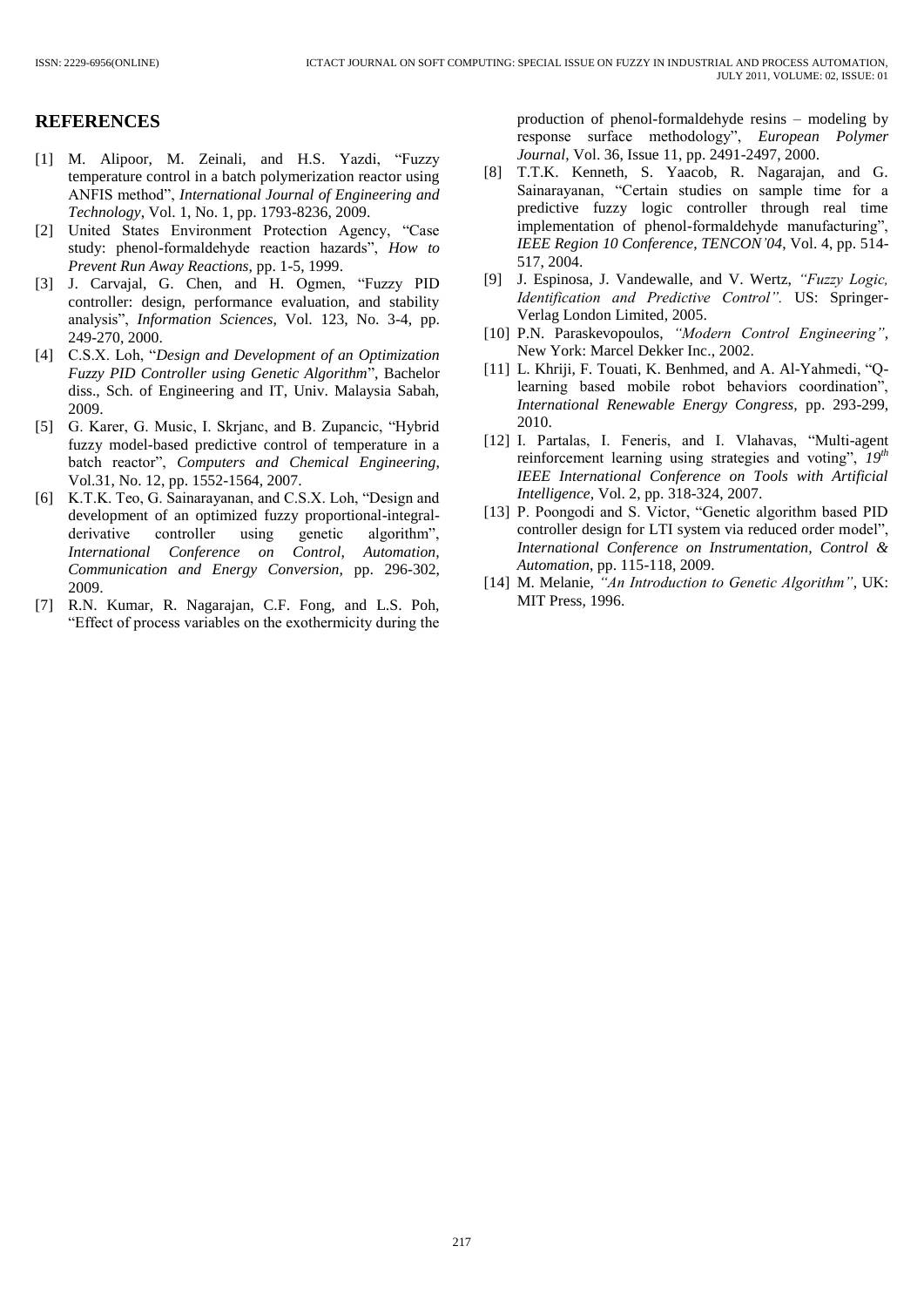## REFERENCES

[1] M. Alipoor, M. Zeinali, and H.S. Yazdi, "Fuzzy temperature control in a batch polymerization reactor using ANFIS method", *International Journal of Engineering and Technology*, Vol. 1, No. 1, pp. 1793-8236, 2009.

[2] United States Environment Protection Agency, "Case study: phenol-formaldehyde reaction hazards", *How to Prevent Run Away Reactions,* pp. 1-5, 1999.

[3] J. Carvajal, G. Chen, and H. Ogmen, "Fuzzy PID controller: design, performance evaluation, and stability analysis", *Information Sciences,* Vol. 123, No. 3-4, pp. 249-270, 2000.

[4] C.S.X. Loh, "*Design and Development of an Optimization Fuzzy PID Controller using Genetic Algorithm*", Bachelor diss., Sch. of Engineering and IT, Univ. Malaysia Sabah, 2009.

[5] G. Karer, G. Music, I. Skrjanc, and B. Zupancic, "Hybrid fuzzy model-based predictive control of temperature in a batch reactor", *Computers and Chemical Engineering,* Vol.31, No. 12, pp. 1552-1564, 2007.

[6] K.T.K. Teo, G. Sainarayanan, and C.S.X. Loh, "Design and development of an optimized fuzzy proportional-integral-derivative controller using genetic algorithm", *International Conference on Control, Automation, Communication and Energy Conversion,* pp. 296-302, 2009.

[7] R.N. Kumar, R. Nagarajan, C.F. Fong, and L.S. Poh, "Effect of process variables on the exothermicity during the production of phenol-formaldehyde resins – modeling by response surface methodology", *European Polymer Journal*, Vol. 36, Issue 11, pp. 2491-2497, 2000.

[8] T.T.K. Kenneth, S. Yaacob, R. Nagarajan, and G. Sainarayanan, "Certain studies on sample time for a predictive fuzzy logic controller through real time implementation of phenol-formaldehyde manufacturing", *IEEE Region 10 Conference, TENCON'04*, Vol. 4, pp. 514-517, 2004.

[9] J. Espinosa, J. Vandewalle, and V. Wertz, *"Fuzzy Logic, Identification and Predictive Control".* US: Springer-Verlag London Limited, 2005.

[10] P.N. Paraskevopoulos, *"Modern Control Engineering"*, New York: Marcel Dekker Inc., 2002.

[11] L. Khriji, F. Touati, K. Benhmed, and A. Al-Yahmedi, "Q-learning based mobile robot behaviors coordination", *International Renewable Energy Congress*, pp. 293-299, 2010.

[12] I. Partalas, I. Feneris, and I. Vlahavas, "Multi-agent reinforcement learning using strategies and voting", *19th IEEE International Conference on Tools with Artificial Intelligence,* Vol. 2, pp. 318-324, 2007.

[13] P. Poongodi and S. Victor, "Genetic algorithm based PID controller design for LTI system via reduced order model", *International Conference on Instrumentation, Control & Automation*, pp. 115-118, 2009.

[14] M. Melanie, *"An Introduction to Genetic Algorithm"*, UK: MIT Press, 1996.